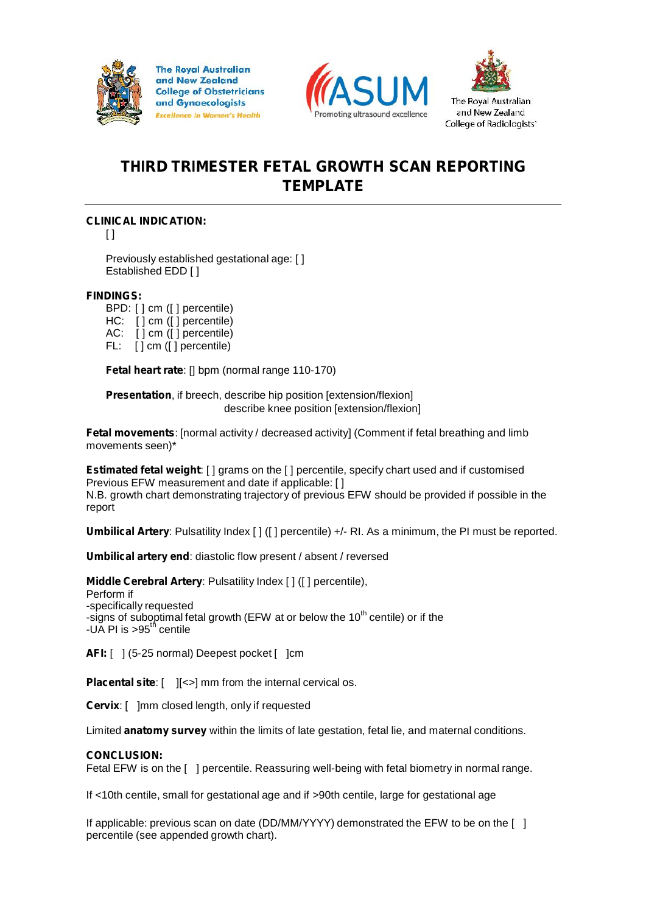The Royal Australian and New Zealand College of Obstetricians and Gynaecologists
*Excellence in Women's Health*

ASUM
Promoting ultrasound excellence

The Royal Australian and New Zealand College of Radiologists

# THIRD TRIMESTER FETAL GROWTH SCAN REPORTING TEMPLATE

**CLINICAL INDICATION:**

[ ]

Previously established gestational age: [ ]
Established EDD [ ]

**FINDINGS:**

BPD: [ ] cm ([ ] percentile)
HC: [ ] cm ([ ] percentile)
AC: [ ] cm ([ ] percentile)
FL: [ ] cm ([ ] percentile)

**Fetal heart rate**: [] bpm (normal range 110-170)

**Presentation**, if breech, describe hip position [extension/flexion]
describe knee position [extension/flexion]

**Fetal movements**: [normal activity / decreased activity] (Comment if fetal breathing and limb movements seen)*

**Estimated fetal weight**: [ ] grams on the [ ] percentile, specify chart used and if customised
Previous EFW measurement and date if applicable: [ ]
N.B. growth chart demonstrating trajectory of previous EFW should be provided if possible in the report

**Umbilical Artery**: Pulsatility Index [ ] ([ ] percentile) +/- RI. As a minimum, the PI must be reported.

**Umbilical artery end**: diastolic flow present / absent / reversed

**Middle Cerebral Artery**: Pulsatility Index [ ] ([ ] percentile),
Perform if
-specifically requested
-signs of suboptimal fetal growth (EFW at or below the 10th centile) or if the
-UA PI is >95th centile

**AFI:** [ ] (5-25 normal) Deepest pocket [ ]cm

**Placental site**: [ ][<>] mm from the internal cervical os.

**Cervix**: [ ]mm closed length, only if requested

Limited **anatomy survey** within the limits of late gestation, fetal lie, and maternal conditions.

**CONCLUSION:**

Fetal EFW is on the [ ] percentile. Reassuring well-being with fetal biometry in normal range.

If <10th centile, small for gestational age and if >90th centile, large for gestational age

If applicable: previous scan on date (DD/MM/YYYY) demonstrated the EFW to be on the [ ] percentile (see appended growth chart).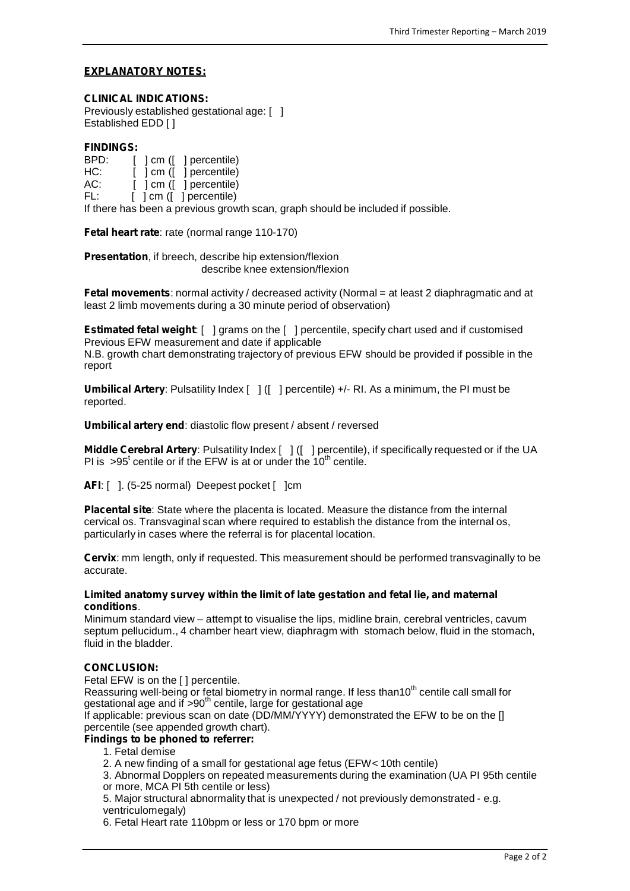**EXPLANATORY NOTES:**

**CLINICAL INDICATIONS:**
Previously established gestational age: [ ]
Established EDD [ ]

**FINDINGS:**
BPD: [ ] cm ([ ] percentile)
HC: [ ] cm ([ ] percentile)
AC: [ ] cm ([ ] percentile)
FL: [ ] cm ([ ] percentile)
If there has been a previous growth scan, graph should be included if possible.

**Fetal heart rate**: rate (normal range 110-170)

**Presentation**, if breech, describe hip extension/flexion
describe knee extension/flexion

**Fetal movements**: normal activity / decreased activity (Normal = at least 2 diaphragmatic and at least 2 limb movements during a 30 minute period of observation)

**Estimated fetal weight**: [ ] grams on the [ ] percentile, specify chart used and if customised
Previous EFW measurement and date if applicable
N.B. growth chart demonstrating trajectory of previous EFW should be provided if possible in the report

**Umbilical Artery**: Pulsatility Index [ ] ([ ] percentile) +/- RI. As a minimum, the PI must be reported.

**Umbilical artery end**: diastolic flow present / absent / reversed

**Middle Cerebral Artery**: Pulsatility Index [ ] ([ ] percentile), if specifically requested or if the UA PI is >95[t] centile or if the EFW is at or under the 10[th] centile.

**AFI**: [ ]. (5-25 normal) Deepest pocket [ ]cm

**Placental site**: State where the placenta is located. Measure the distance from the internal cervical os. Transvaginal scan where required to establish the distance from the internal os, particularly in cases where the referral is for placental location.

**Cervix**: mm length, only if requested. This measurement should be performed transvaginally to be accurate.

**Limited anatomy survey within the limit of late gestation and fetal lie, and maternal conditions**.
Minimum standard view – attempt to visualise the lips, midline brain, cerebral ventricles, cavum septum pellucidum., 4 chamber heart view, diaphragm with stomach below, fluid in the stomach, fluid in the bladder.

**CONCLUSION:**
Fetal EFW is on the [ ] percentile.
Reassuring well-being or fetal biometry in normal range. If less than10[th] centile call small for gestational age and if >90[th] centile, large for gestational age
If applicable: previous scan on date (DD/MM/YYYY) demonstrated the EFW to be on the [] percentile (see appended growth chart).

**Findings to be phoned to referrer:**

1. Fetal demise
2. A new finding of a small for gestational age fetus (EFW< 10th centile)
3. Abnormal Dopplers on repeated measurements during the examination (UA PI 95th centile or more, MCA PI 5th centile or less)
5. Major structural abnormality that is unexpected / not previously demonstrated - e.g. ventriculomegaly)
6. Fetal Heart rate 110bpm or less or 170 bpm or more